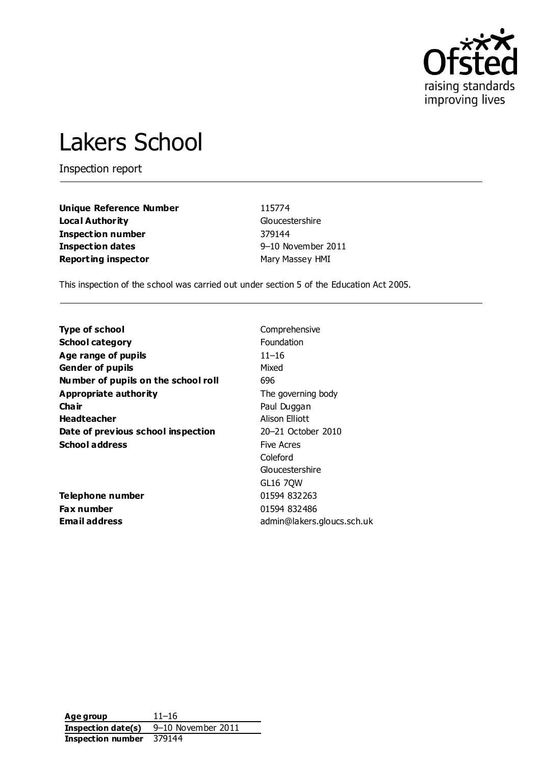Ofsted
raising standards
improving lives

# Lakers School

Inspection report

| | |
|---|---|
| **Unique Reference Number** | 115774 |
| **Local Authority** | Gloucestershire |
| **Inspection number** | 379144 |
| **Inspection dates** | 9–10 November 2011 |
| **Reporting inspector** | Mary Massey HMI |

This inspection of the school was carried out under section 5 of the Education Act 2005.

| | |
|---|---|
| **Type of school** | Comprehensive |
| **School category** | Foundation |
| **Age range of pupils** | 11–16 |
| **Gender of pupils** | Mixed |
| **Number of pupils on the school roll** | 696 |
| **Appropriate authority** | The governing body |
| **Chair** | Paul Duggan |
| **Headteacher** | Alison Elliott |
| **Date of previous school inspection** | 20–21 October 2010 |
| **School address** | Five Acres<br>Coleford<br>Gloucestershire<br>GL16 7QW |
| **Telephone number** | 01594 832263 |
| **Fax number** | 01594 832486 |
| **Email address** | admin@lakers.gloucs.sch.uk |

| | |
|---|---|
| **Age group** | 11–16 |
| **Inspection date(s)** | 9–10 November 2011 |
| **Inspection number** | 379144 |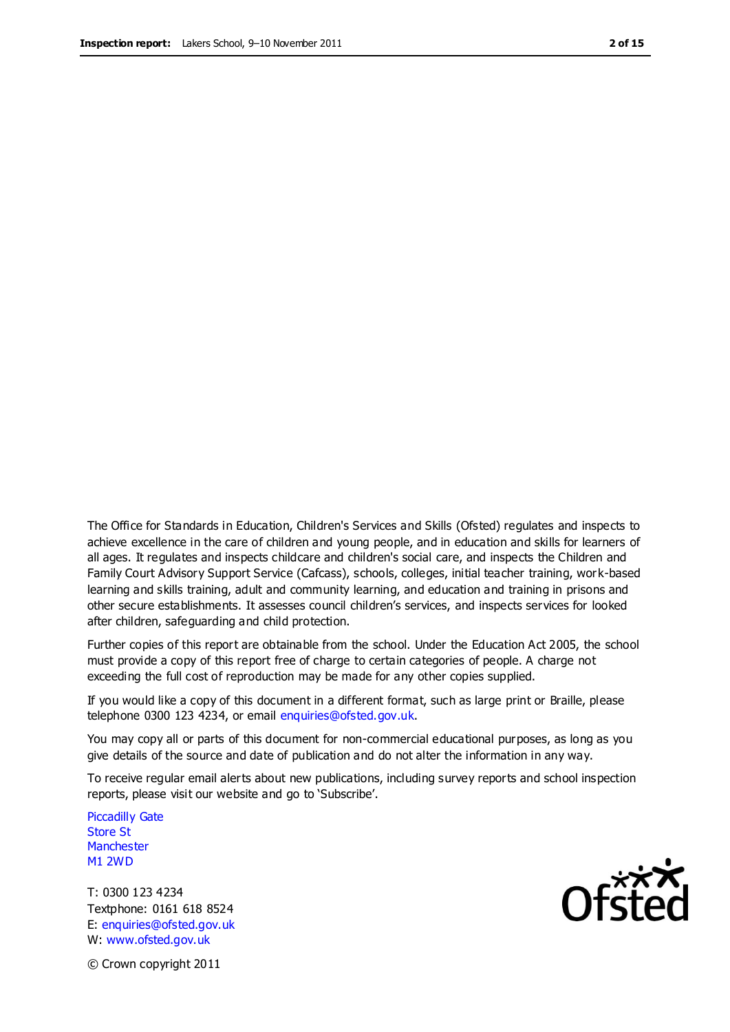The Office for Standards in Education, Children's Services and Skills (Ofsted) regulates and inspects to achieve excellence in the care of children and young people, and in education and skills for learners of all ages. It regulates and inspects childcare and children's social care, and inspects the Children and Family Court Advisory Support Service (Cafcass), schools, colleges, initial teacher training, work-based learning and skills training, adult and community learning, and education and training in prisons and other secure establishments. It assesses council children's services, and inspects services for looked after children, safeguarding and child protection.

Further copies of this report are obtainable from the school. Under the Education Act 2005, the school must provide a copy of this report free of charge to certain categories of people. A charge not exceeding the full cost of reproduction may be made for any other copies supplied.

If you would like a copy of this document in a different format, such as large print or Braille, please telephone 0300 123 4234, or email enquiries@ofsted.gov.uk.

You may copy all or parts of this document for non-commercial educational purposes, as long as you give details of the source and date of publication and do not alter the information in any way.

To receive regular email alerts about new publications, including survey reports and school inspection reports, please visit our website and go to 'Subscribe'.

Piccadilly Gate
Store St
Manchester
M1 2WD

T: 0300 123 4234
Textphone: 0161 618 8524
E: enquiries@ofsted.gov.uk
W: www.ofsted.gov.uk

© Crown copyright 2011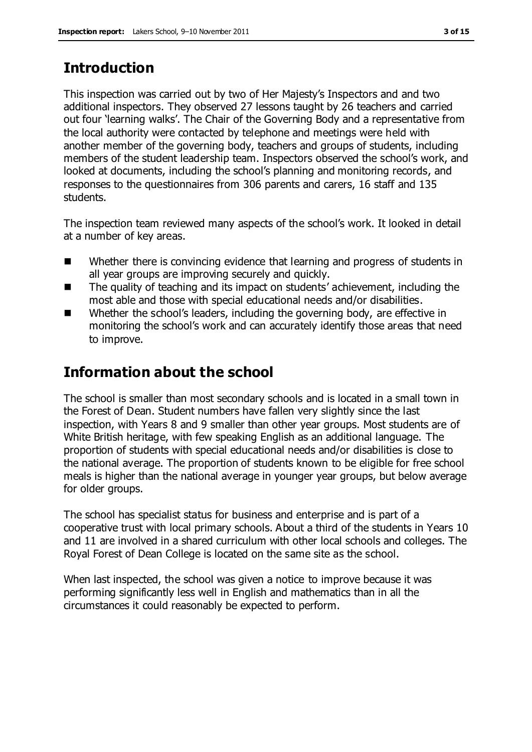## Introduction

This inspection was carried out by two of Her Majesty's Inspectors and and two additional inspectors. They observed 27 lessons taught by 26 teachers and carried out four 'learning walks'. The Chair of the Governing Body and a representative from the local authority were contacted by telephone and meetings were held with another member of the governing body, teachers and groups of students, including members of the student leadership team. Inspectors observed the school's work, and looked at documents, including the school's planning and monitoring records, and responses to the questionnaires from 306 parents and carers, 16 staff and 135 students.

The inspection team reviewed many aspects of the school's work. It looked in detail at a number of key areas.

- Whether there is convincing evidence that learning and progress of students in all year groups are improving securely and quickly.
- The quality of teaching and its impact on students' achievement, including the most able and those with special educational needs and/or disabilities.
- Whether the school's leaders, including the governing body, are effective in monitoring the school's work and can accurately identify those areas that need to improve.

## Information about the school

The school is smaller than most secondary schools and is located in a small town in the Forest of Dean. Student numbers have fallen very slightly since the last inspection, with Years 8 and 9 smaller than other year groups. Most students are of White British heritage, with few speaking English as an additional language. The proportion of students with special educational needs and/or disabilities is close to the national average. The proportion of students known to be eligible for free school meals is higher than the national average in younger year groups, but below average for older groups.

The school has specialist status for business and enterprise and is part of a cooperative trust with local primary schools. About a third of the students in Years 10 and 11 are involved in a shared curriculum with other local schools and colleges. The Royal Forest of Dean College is located on the same site as the school.

When last inspected, the school was given a notice to improve because it was performing significantly less well in English and mathematics than in all the circumstances it could reasonably be expected to perform.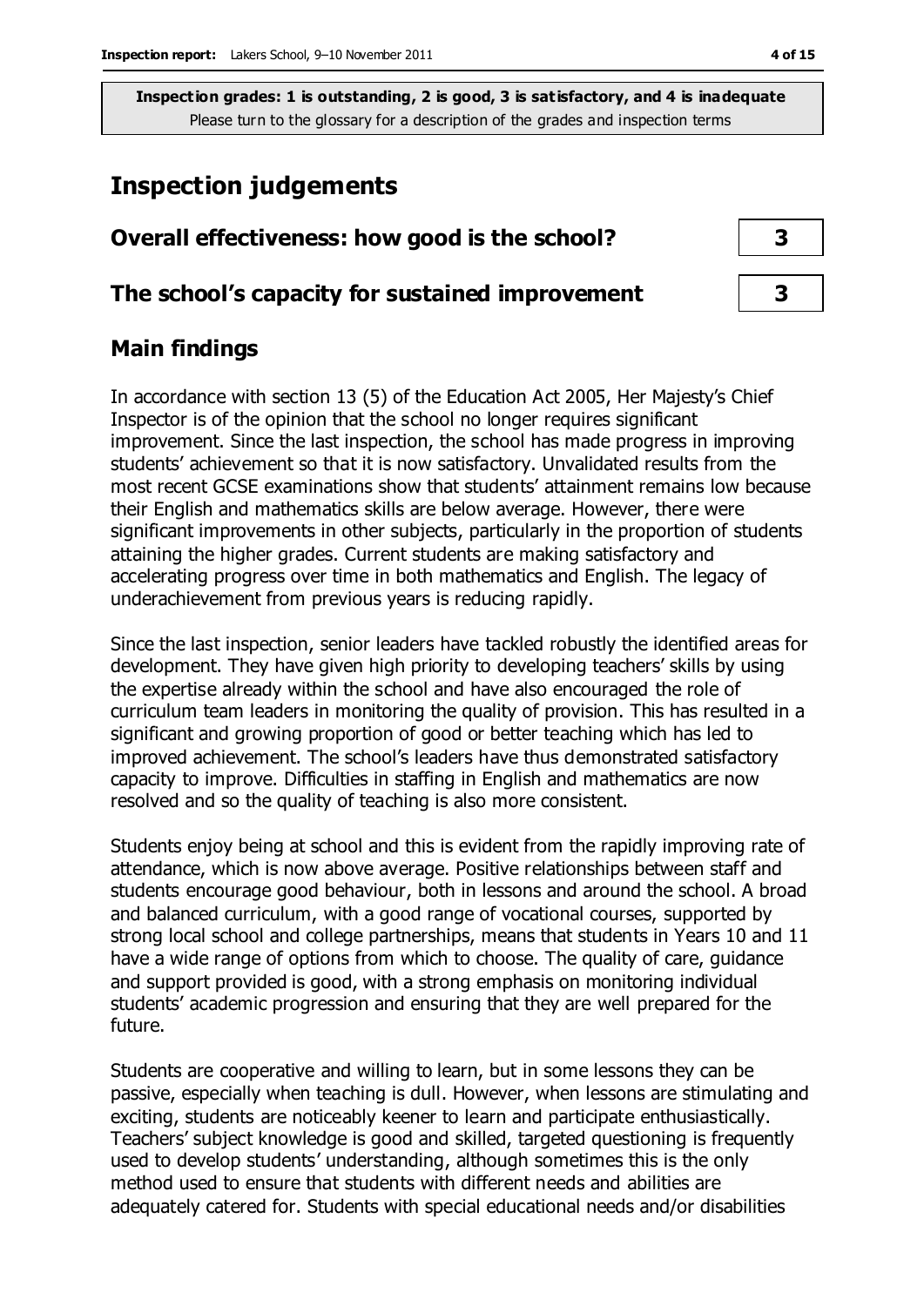**Inspection grades: 1 is outstanding, 2 is good, 3 is satisfactory, and 4 is inadequate**
Please turn to the glossary for a description of the grades and inspection terms

# Inspection judgements

| | |
|---|---|
| **Overall effectiveness: how good is the school?** | **3** |
| **The school's capacity for sustained improvement** | **3** |

## Main findings

In accordance with section 13 (5) of the Education Act 2005, Her Majesty's Chief Inspector is of the opinion that the school no longer requires significant improvement. Since the last inspection, the school has made progress in improving students' achievement so that it is now satisfactory. Unvalidated results from the most recent GCSE examinations show that students' attainment remains low because their English and mathematics skills are below average. However, there were significant improvements in other subjects, particularly in the proportion of students attaining the higher grades. Current students are making satisfactory and accelerating progress over time in both mathematics and English. The legacy of underachievement from previous years is reducing rapidly.

Since the last inspection, senior leaders have tackled robustly the identified areas for development. They have given high priority to developing teachers' skills by using the expertise already within the school and have also encouraged the role of curriculum team leaders in monitoring the quality of provision. This has resulted in a significant and growing proportion of good or better teaching which has led to improved achievement. The school's leaders have thus demonstrated satisfactory capacity to improve. Difficulties in staffing in English and mathematics are now resolved and so the quality of teaching is also more consistent.

Students enjoy being at school and this is evident from the rapidly improving rate of attendance, which is now above average. Positive relationships between staff and students encourage good behaviour, both in lessons and around the school. A broad and balanced curriculum, with a good range of vocational courses, supported by strong local school and college partnerships, means that students in Years 10 and 11 have a wide range of options from which to choose. The quality of care, guidance and support provided is good, with a strong emphasis on monitoring individual students' academic progression and ensuring that they are well prepared for the future.

Students are cooperative and willing to learn, but in some lessons they can be passive, especially when teaching is dull. However, when lessons are stimulating and exciting, students are noticeably keener to learn and participate enthusiastically. Teachers' subject knowledge is good and skilled, targeted questioning is frequently used to develop students' understanding, although sometimes this is the only method used to ensure that students with different needs and abilities are adequately catered for. Students with special educational needs and/or disabilities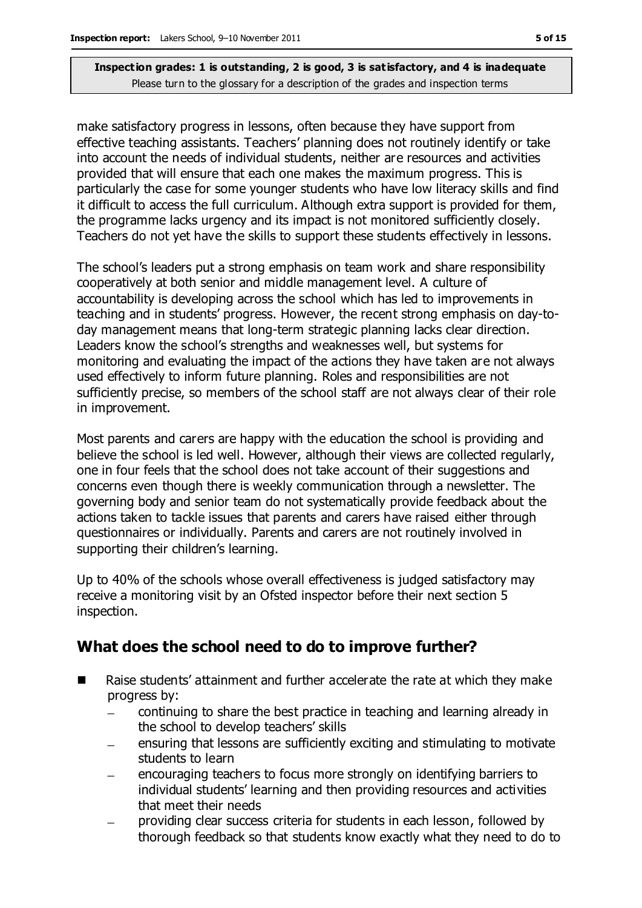make satisfactory progress in lessons, often because they have support from effective teaching assistants. Teachers' planning does not routinely identify or take into account the needs of individual students, neither are resources and activities provided that will ensure that each one makes the maximum progress. This is particularly the case for some younger students who have low literacy skills and find it difficult to access the full curriculum. Although extra support is provided for them, the programme lacks urgency and its impact is not monitored sufficiently closely. Teachers do not yet have the skills to support these students effectively in lessons.

The school's leaders put a strong emphasis on team work and share responsibility cooperatively at both senior and middle management level. A culture of accountability is developing across the school which has led to improvements in teaching and in students' progress. However, the recent strong emphasis on day-to-day management means that long-term strategic planning lacks clear direction. Leaders know the school's strengths and weaknesses well, but systems for monitoring and evaluating the impact of the actions they have taken are not always used effectively to inform future planning. Roles and responsibilities are not sufficiently precise, so members of the school staff are not always clear of their role in improvement.

Most parents and carers are happy with the education the school is providing and believe the school is led well. However, although their views are collected regularly, one in four feels that the school does not take account of their suggestions and concerns even though there is weekly communication through a newsletter. The governing body and senior team do not systematically provide feedback about the actions taken to tackle issues that parents and carers have raised either through questionnaires or individually. Parents and carers are not routinely involved in supporting their children's learning.

Up to 40% of the schools whose overall effectiveness is judged satisfactory may receive a monitoring visit by an Ofsted inspector before their next section 5 inspection.

## What does the school need to do to improve further?

- Raise students' attainment and further accelerate the rate at which they make progress by:
  - continuing to share the best practice in teaching and learning already in the school to develop teachers' skills
  - ensuring that lessons are sufficiently exciting and stimulating to motivate students to learn
  - encouraging teachers to focus more strongly on identifying barriers to individual students' learning and then providing resources and activities that meet their needs
  - providing clear success criteria for students in each lesson, followed by thorough feedback so that students know exactly what they need to do to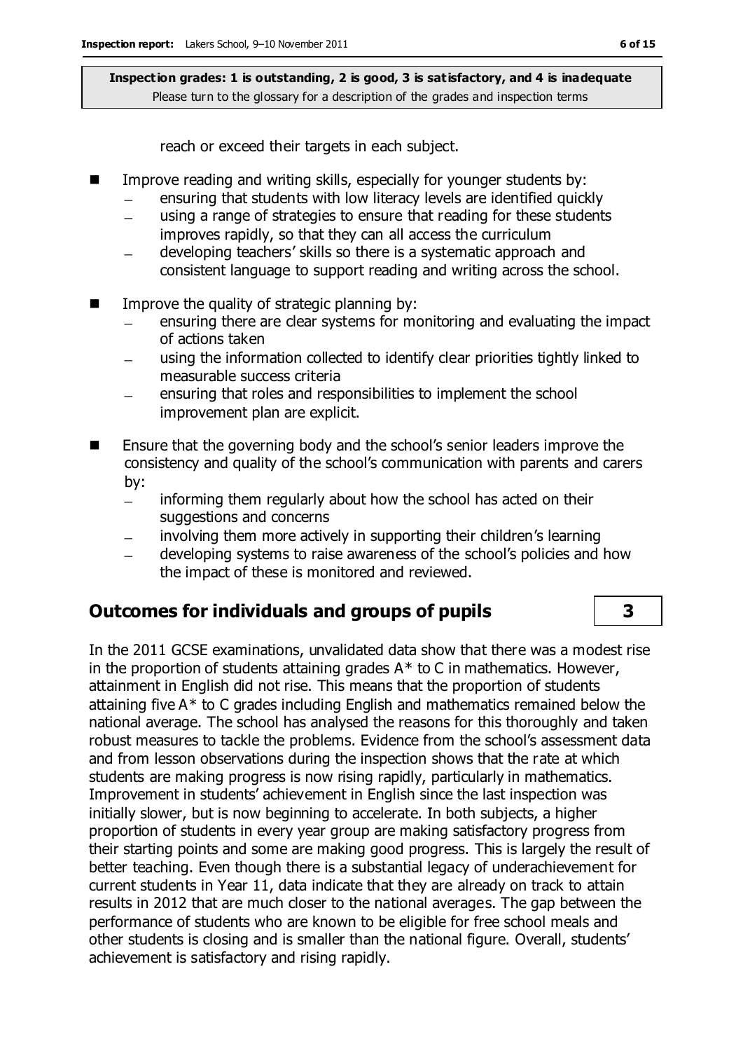reach or exceed their targets in each subject.

- Improve reading and writing skills, especially for younger students by:
  - ensuring that students with low literacy levels are identified quickly
  - using a range of strategies to ensure that reading for these students improves rapidly, so that they can all access the curriculum
  - developing teachers' skills so there is a systematic approach and consistent language to support reading and writing across the school.
- Improve the quality of strategic planning by:
  - ensuring there are clear systems for monitoring and evaluating the impact of actions taken
  - using the information collected to identify clear priorities tightly linked to measurable success criteria
  - ensuring that roles and responsibilities to implement the school improvement plan are explicit.
- Ensure that the governing body and the school's senior leaders improve the consistency and quality of the school's communication with parents and carers by:
  - informing them regularly about how the school has acted on their suggestions and concerns
  - involving them more actively in supporting their children's learning
  - developing systems to raise awareness of the school's policies and how the impact of these is monitored and reviewed.

## Outcomes for individuals and groups of pupils — 3

In the 2011 GCSE examinations, unvalidated data show that there was a modest rise in the proportion of students attaining grades A* to C in mathematics. However, attainment in English did not rise. This means that the proportion of students attaining five A* to C grades including English and mathematics remained below the national average. The school has analysed the reasons for this thoroughly and taken robust measures to tackle the problems. Evidence from the school's assessment data and from lesson observations during the inspection shows that the rate at which students are making progress is now rising rapidly, particularly in mathematics. Improvement in students' achievement in English since the last inspection was initially slower, but is now beginning to accelerate. In both subjects, a higher proportion of students in every year group are making satisfactory progress from their starting points and some are making good progress. This is largely the result of better teaching. Even though there is a substantial legacy of underachievement for current students in Year 11, data indicate that they are already on track to attain results in 2012 that are much closer to the national averages. The gap between the performance of students who are known to be eligible for free school meals and other students is closing and is smaller than the national figure. Overall, students' achievement is satisfactory and rising rapidly.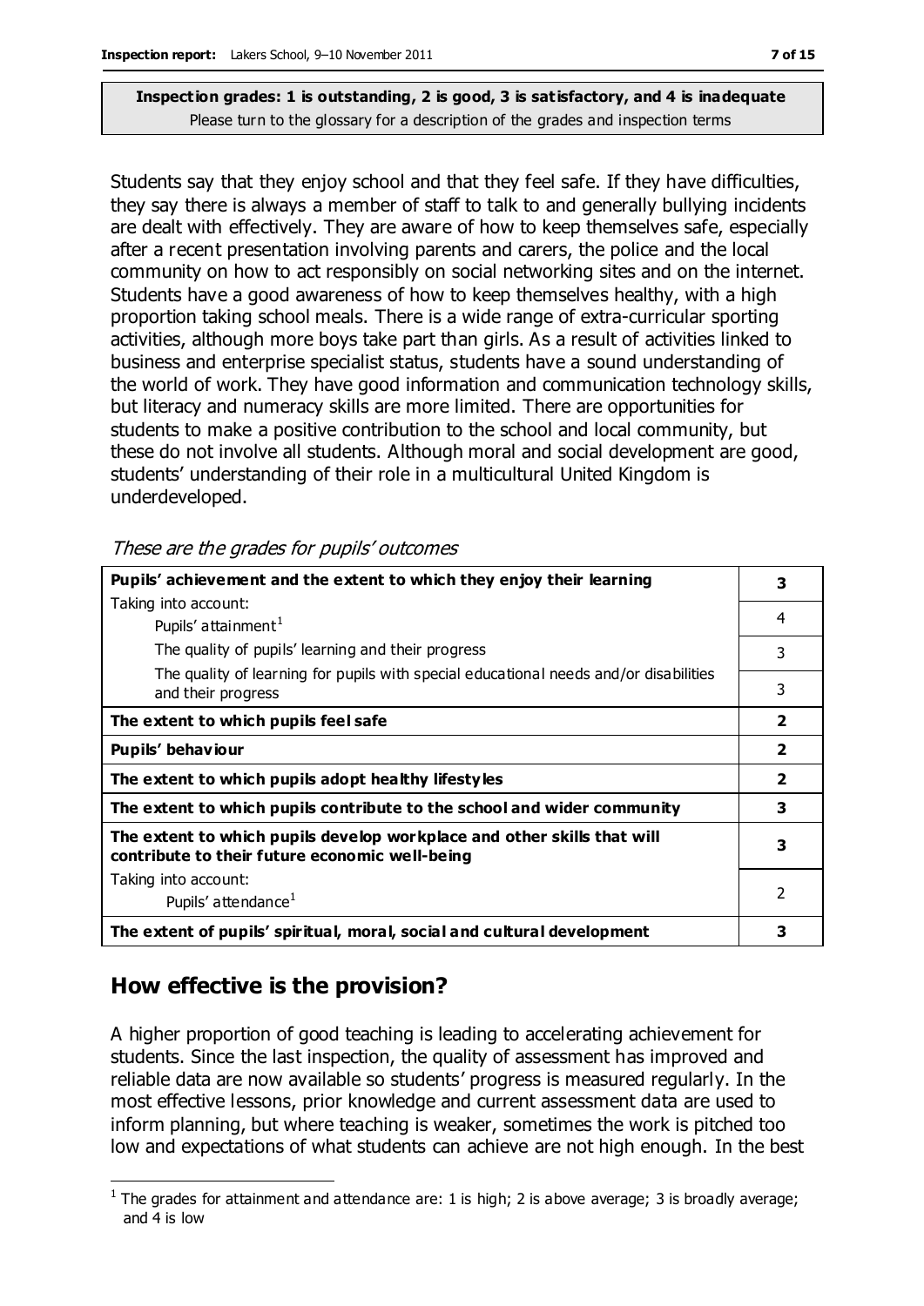**Inspection grades: 1 is outstanding, 2 is good, 3 is satisfactory, and 4 is inadequate**
Please turn to the glossary for a description of the grades and inspection terms

Students say that they enjoy school and that they feel safe. If they have difficulties, they say there is always a member of staff to talk to and generally bullying incidents are dealt with effectively. They are aware of how to keep themselves safe, especially after a recent presentation involving parents and carers, the police and the local community on how to act responsibly on social networking sites and on the internet. Students have a good awareness of how to keep themselves healthy, with a high proportion taking school meals. There is a wide range of extra-curricular sporting activities, although more boys take part than girls. As a result of activities linked to business and enterprise specialist status, students have a sound understanding of the world of work. They have good information and communication technology skills, but literacy and numeracy skills are more limited. There are opportunities for students to make a positive contribution to the school and local community, but these do not involve all students. Although moral and social development are good, students' understanding of their role in a multicultural United Kingdom is underdeveloped.

*These are the grades for pupils' outcomes*

| | |
|---|---|
| **Pupils' achievement and the extent to which they enjoy their learning** | **3** |
| Taking into account: Pupils' attainment[1] | 4 |
| The quality of pupils' learning and their progress | 3 |
| The quality of learning for pupils with special educational needs and/or disabilities and their progress | 3 |
| **The extent to which pupils feel safe** | **2** |
| **Pupils' behaviour** | **2** |
| **The extent to which pupils adopt healthy lifestyles** | **2** |
| **The extent to which pupils contribute to the school and wider community** | **3** |
| **The extent to which pupils develop workplace and other skills that will contribute to their future economic well-being** | **3** |
| Taking into account: Pupils' attendance[1] | 2 |
| **The extent of pupils' spiritual, moral, social and cultural development** | **3** |

## How effective is the provision?

A higher proportion of good teaching is leading to accelerating achievement for students. Since the last inspection, the quality of assessment has improved and reliable data are now available so students' progress is measured regularly. In the most effective lessons, prior knowledge and current assessment data are used to inform planning, but where teaching is weaker, sometimes the work is pitched too low and expectations of what students can achieve are not high enough. In the best

[1] The grades for attainment and attendance are: 1 is high; 2 is above average; 3 is broadly average; and 4 is low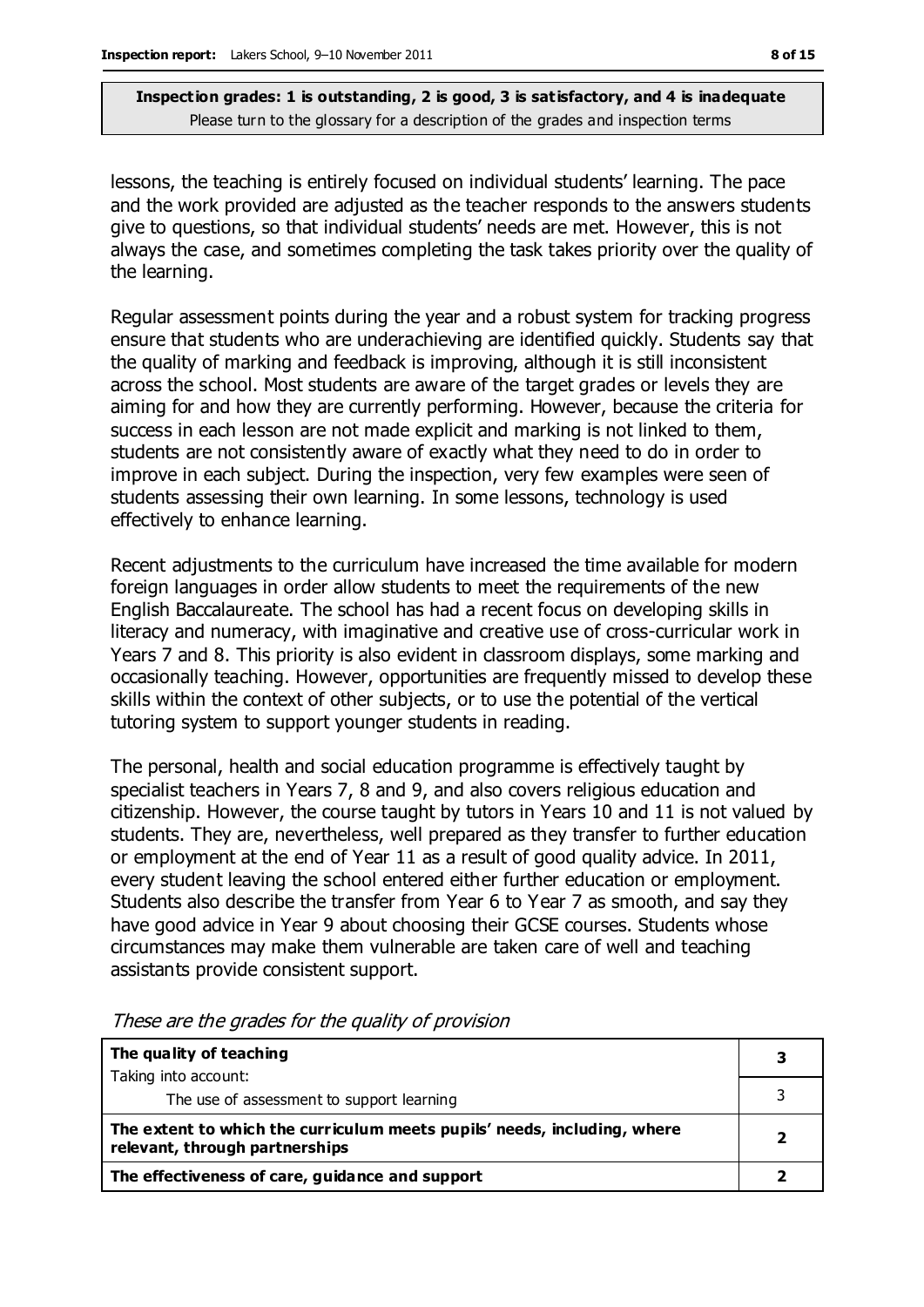**Inspection grades: 1 is outstanding, 2 is good, 3 is satisfactory, and 4 is inadequate**
Please turn to the glossary for a description of the grades and inspection terms

lessons, the teaching is entirely focused on individual students' learning. The pace and the work provided are adjusted as the teacher responds to the answers students give to questions, so that individual students' needs are met. However, this is not always the case, and sometimes completing the task takes priority over the quality of the learning.

Regular assessment points during the year and a robust system for tracking progress ensure that students who are underachieving are identified quickly. Students say that the quality of marking and feedback is improving, although it is still inconsistent across the school. Most students are aware of the target grades or levels they are aiming for and how they are currently performing. However, because the criteria for success in each lesson are not made explicit and marking is not linked to them, students are not consistently aware of exactly what they need to do in order to improve in each subject. During the inspection, very few examples were seen of students assessing their own learning. In some lessons, technology is used effectively to enhance learning.

Recent adjustments to the curriculum have increased the time available for modern foreign languages in order allow students to meet the requirements of the new English Baccalaureate. The school has had a recent focus on developing skills in literacy and numeracy, with imaginative and creative use of cross-curricular work in Years 7 and 8. This priority is also evident in classroom displays, some marking and occasionally teaching. However, opportunities are frequently missed to develop these skills within the context of other subjects, or to use the potential of the vertical tutoring system to support younger students in reading.

The personal, health and social education programme is effectively taught by specialist teachers in Years 7, 8 and 9, and also covers religious education and citizenship. However, the course taught by tutors in Years 10 and 11 is not valued by students. They are, nevertheless, well prepared as they transfer to further education or employment at the end of Year 11 as a result of good quality advice. In 2011, every student leaving the school entered either further education or employment. Students also describe the transfer from Year 6 to Year 7 as smooth, and say they have good advice in Year 9 about choosing their GCSE courses. Students whose circumstances may make them vulnerable are taken care of well and teaching assistants provide consistent support.

*These are the grades for the quality of provision*

| | |
|---|---|
| **The quality of teaching** | **3** |
| Taking into account: The use of assessment to support learning | 3 |
| **The extent to which the curriculum meets pupils' needs, including, where relevant, through partnerships** | **2** |
| **The effectiveness of care, guidance and support** | **2** |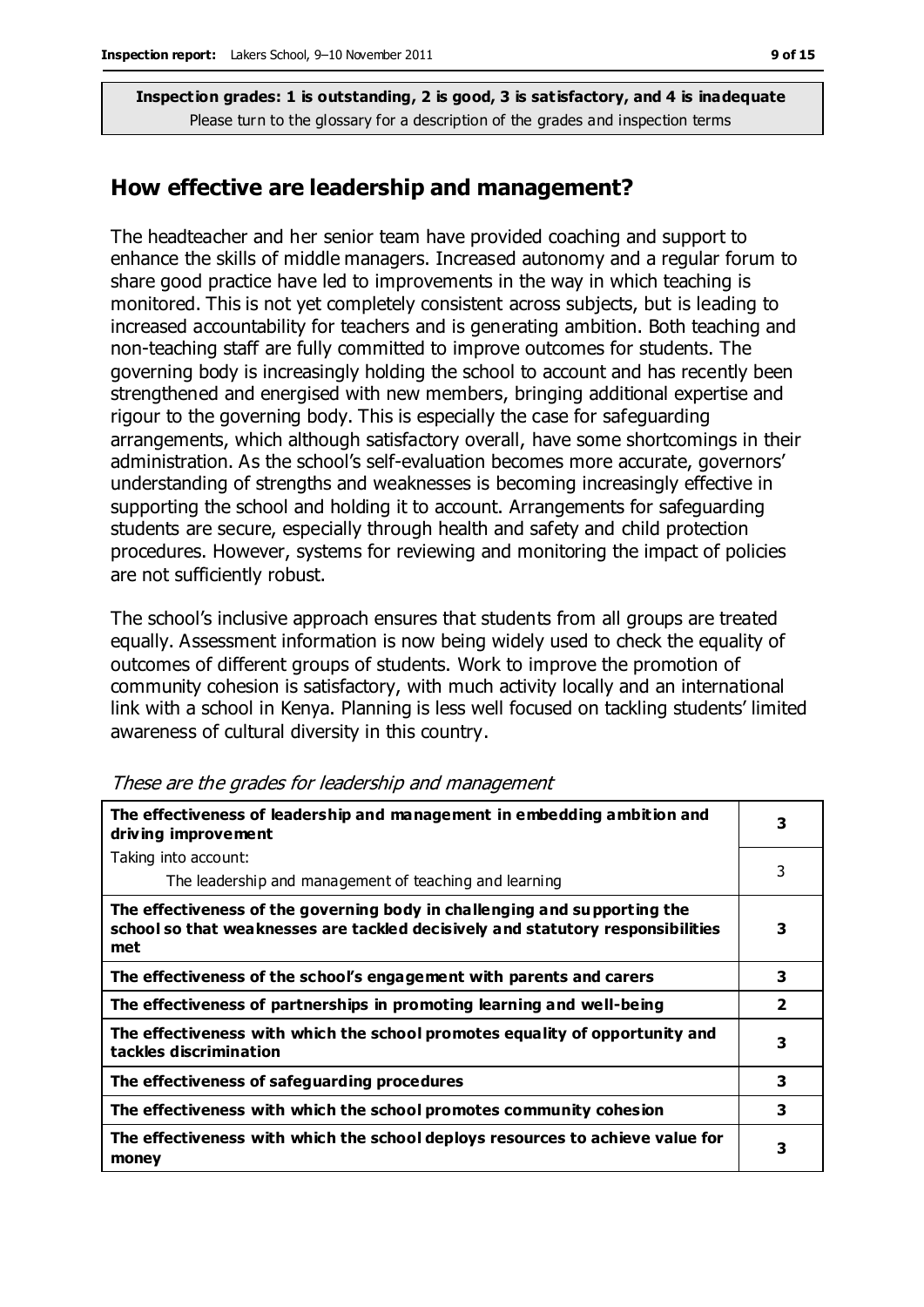**Inspection grades: 1 is outstanding, 2 is good, 3 is satisfactory, and 4 is inadequate**
Please turn to the glossary for a description of the grades and inspection terms

## How effective are leadership and management?

The headteacher and her senior team have provided coaching and support to enhance the skills of middle managers. Increased autonomy and a regular forum to share good practice have led to improvements in the way in which teaching is monitored. This is not yet completely consistent across subjects, but is leading to increased accountability for teachers and is generating ambition. Both teaching and non-teaching staff are fully committed to improve outcomes for students. The governing body is increasingly holding the school to account and has recently been strengthened and energised with new members, bringing additional expertise and rigour to the governing body. This is especially the case for safeguarding arrangements, which although satisfactory overall, have some shortcomings in their administration. As the school's self-evaluation becomes more accurate, governors' understanding of strengths and weaknesses is becoming increasingly effective in supporting the school and holding it to account. Arrangements for safeguarding students are secure, especially through health and safety and child protection procedures. However, systems for reviewing and monitoring the impact of policies are not sufficiently robust.

The school's inclusive approach ensures that students from all groups are treated equally. Assessment information is now being widely used to check the equality of outcomes of different groups of students. Work to improve the promotion of community cohesion is satisfactory, with much activity locally and an international link with a school in Kenya. Planning is less well focused on tackling students' limited awareness of cultural diversity in this country.

*These are the grades for leadership and management*

| | |
|---|---|
| **The effectiveness of leadership and management in embedding ambition and driving improvement** | **3** |
| Taking into account:<br>The leadership and management of teaching and learning | 3 |
| **The effectiveness of the governing body in challenging and supporting the school so that weaknesses are tackled decisively and statutory responsibilities met** | **3** |
| **The effectiveness of the school's engagement with parents and carers** | **3** |
| **The effectiveness of partnerships in promoting learning and well-being** | **2** |
| **The effectiveness with which the school promotes equality of opportunity and tackles discrimination** | **3** |
| **The effectiveness of safeguarding procedures** | **3** |
| **The effectiveness with which the school promotes community cohesion** | **3** |
| **The effectiveness with which the school deploys resources to achieve value for money** | **3** |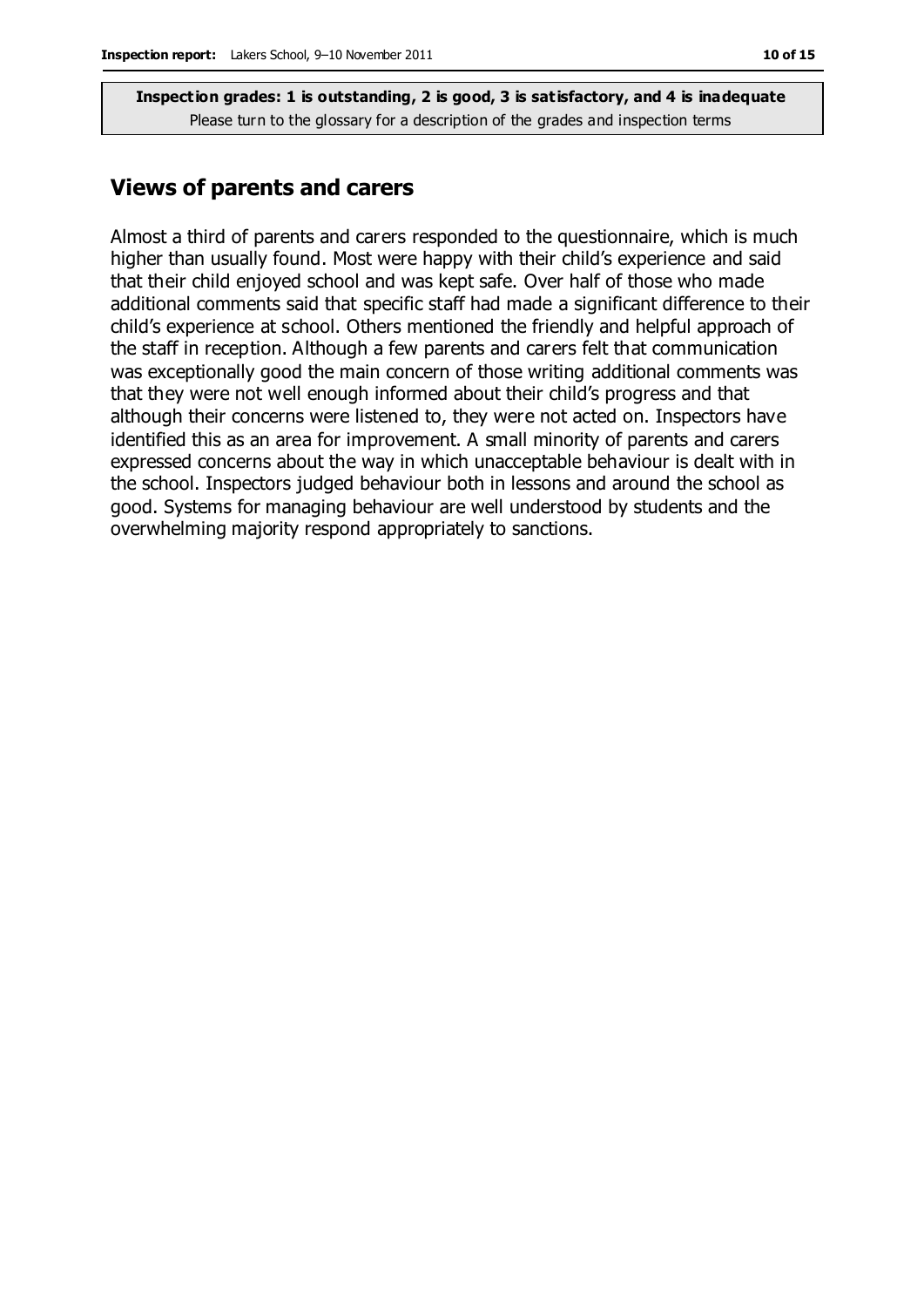**Inspection grades: 1 is outstanding, 2 is good, 3 is satisfactory, and 4 is inadequate**
Please turn to the glossary for a description of the grades and inspection terms

## Views of parents and carers

Almost a third of parents and carers responded to the questionnaire, which is much higher than usually found. Most were happy with their child's experience and said that their child enjoyed school and was kept safe. Over half of those who made additional comments said that specific staff had made a significant difference to their child's experience at school. Others mentioned the friendly and helpful approach of the staff in reception. Although a few parents and carers felt that communication was exceptionally good the main concern of those writing additional comments was that they were not well enough informed about their child's progress and that although their concerns were listened to, they were not acted on. Inspectors have identified this as an area for improvement. A small minority of parents and carers expressed concerns about the way in which unacceptable behaviour is dealt with in the school. Inspectors judged behaviour both in lessons and around the school as good. Systems for managing behaviour are well understood by students and the overwhelming majority respond appropriately to sanctions.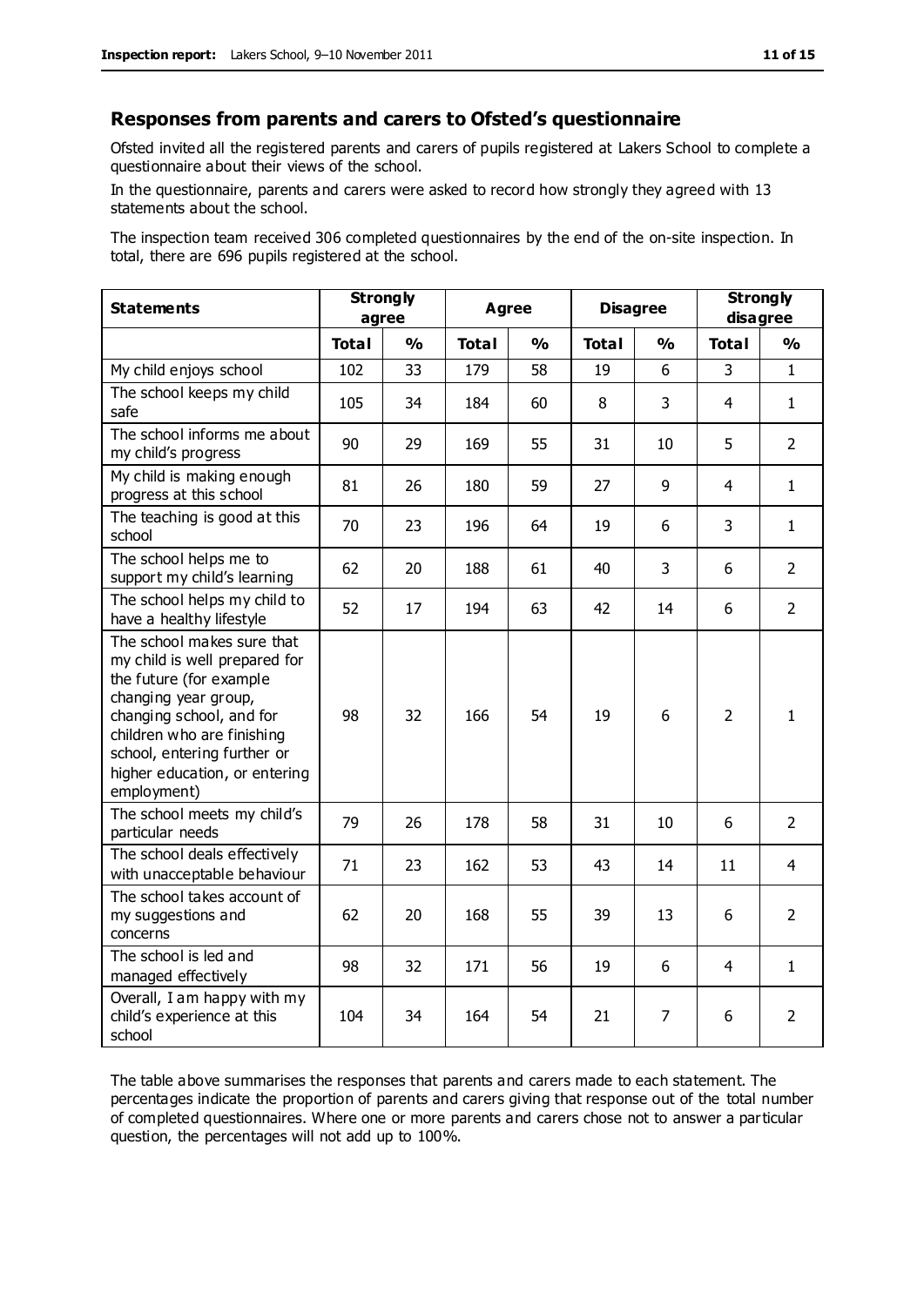## Responses from parents and carers to Ofsted's questionnaire

Ofsted invited all the registered parents and carers of pupils registered at Lakers School to complete a questionnaire about their views of the school.

In the questionnaire, parents and carers were asked to record how strongly they agreed with 13 statements about the school.

The inspection team received 306 completed questionnaires by the end of the on-site inspection. In total, there are 696 pupils registered at the school.

| Statements | Strongly agree | | Agree | | Disagree | | Strongly disagree | |
|---|---|---|---|---|---|---|---|---|
| | Total | % | Total | % | Total | % | Total | % |
| My child enjoys school | 102 | 33 | 179 | 58 | 19 | 6 | 3 | 1 |
| The school keeps my child safe | 105 | 34 | 184 | 60 | 8 | 3 | 4 | 1 |
| The school informs me about my child's progress | 90 | 29 | 169 | 55 | 31 | 10 | 5 | 2 |
| My child is making enough progress at this school | 81 | 26 | 180 | 59 | 27 | 9 | 4 | 1 |
| The teaching is good at this school | 70 | 23 | 196 | 64 | 19 | 6 | 3 | 1 |
| The school helps me to support my child's learning | 62 | 20 | 188 | 61 | 40 | 3 | 6 | 2 |
| The school helps my child to have a healthy lifestyle | 52 | 17 | 194 | 63 | 42 | 14 | 6 | 2 |
| The school makes sure that my child is well prepared for the future (for example changing year group, changing school, and for children who are finishing school, entering further or higher education, or entering employment) | 98 | 32 | 166 | 54 | 19 | 6 | 2 | 1 |
| The school meets my child's particular needs | 79 | 26 | 178 | 58 | 31 | 10 | 6 | 2 |
| The school deals effectively with unacceptable behaviour | 71 | 23 | 162 | 53 | 43 | 14 | 11 | 4 |
| The school takes account of my suggestions and concerns | 62 | 20 | 168 | 55 | 39 | 13 | 6 | 2 |
| The school is led and managed effectively | 98 | 32 | 171 | 56 | 19 | 6 | 4 | 1 |
| Overall, I am happy with my child's experience at this school | 104 | 34 | 164 | 54 | 21 | 7 | 6 | 2 |

The table above summarises the responses that parents and carers made to each statement. The percentages indicate the proportion of parents and carers giving that response out of the total number of completed questionnaires. Where one or more parents and carers chose not to answer a particular question, the percentages will not add up to 100%.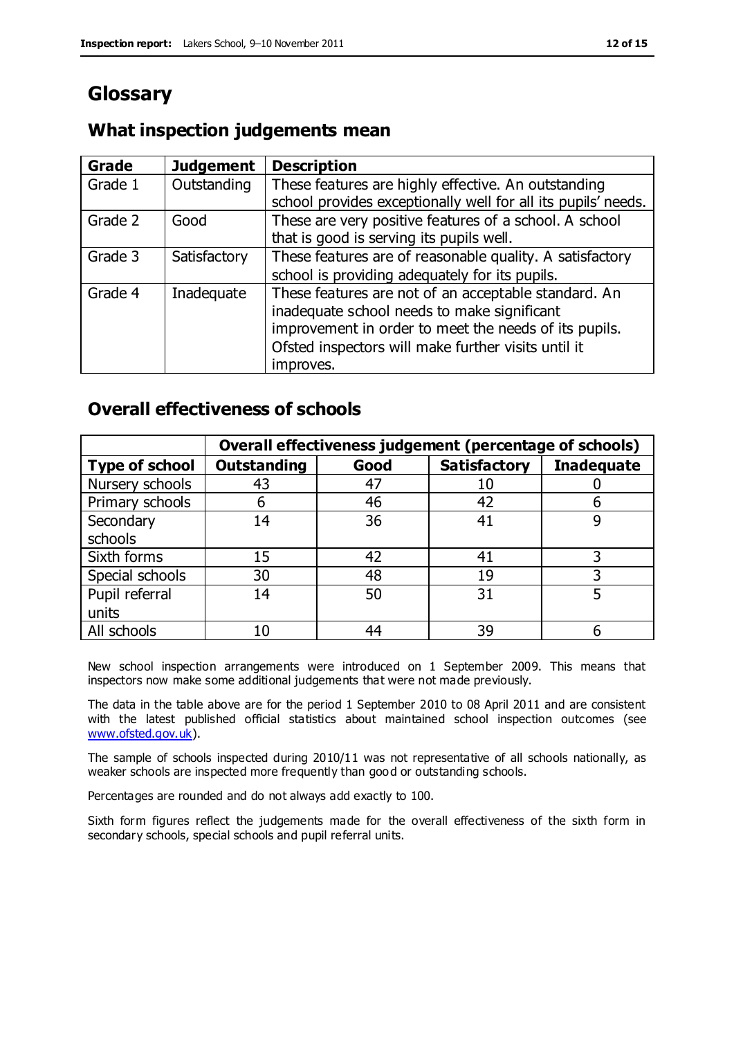# Glossary

## What inspection judgements mean

| Grade | Judgement | Description |
|---|---|---|
| Grade 1 | Outstanding | These features are highly effective. An outstanding school provides exceptionally well for all its pupils' needs. |
| Grade 2 | Good | These are very positive features of a school. A school that is good is serving its pupils well. |
| Grade 3 | Satisfactory | These features are of reasonable quality. A satisfactory school is providing adequately for its pupils. |
| Grade 4 | Inadequate | These features are not of an acceptable standard. An inadequate school needs to make significant improvement in order to meet the needs of its pupils. Ofsted inspectors will make further visits until it improves. |

## Overall effectiveness of schools

| | Overall effectiveness judgement (percentage of schools) | | | |
|---|---|---|---|---|
| **Type of school** | **Outstanding** | **Good** | **Satisfactory** | **Inadequate** |
| Nursery schools | 43 | 47 | 10 | 0 |
| Primary schools | 6 | 46 | 42 | 6 |
| Secondary schools | 14 | 36 | 41 | 9 |
| Sixth forms | 15 | 42 | 41 | 3 |
| Special schools | 30 | 48 | 19 | 3 |
| Pupil referral units | 14 | 50 | 31 | 5 |
| All schools | 10 | 44 | 39 | 6 |

New school inspection arrangements were introduced on 1 September 2009. This means that inspectors now make some additional judgements that were not made previously.

The data in the table above are for the period 1 September 2010 to 08 April 2011 and are consistent with the latest published official statistics about maintained school inspection outcomes (see www.ofsted.gov.uk).

The sample of schools inspected during 2010/11 was not representative of all schools nationally, as weaker schools are inspected more frequently than good or outstanding schools.

Percentages are rounded and do not always add exactly to 100.

Sixth form figures reflect the judgements made for the overall effectiveness of the sixth form in secondary schools, special schools and pupil referral units.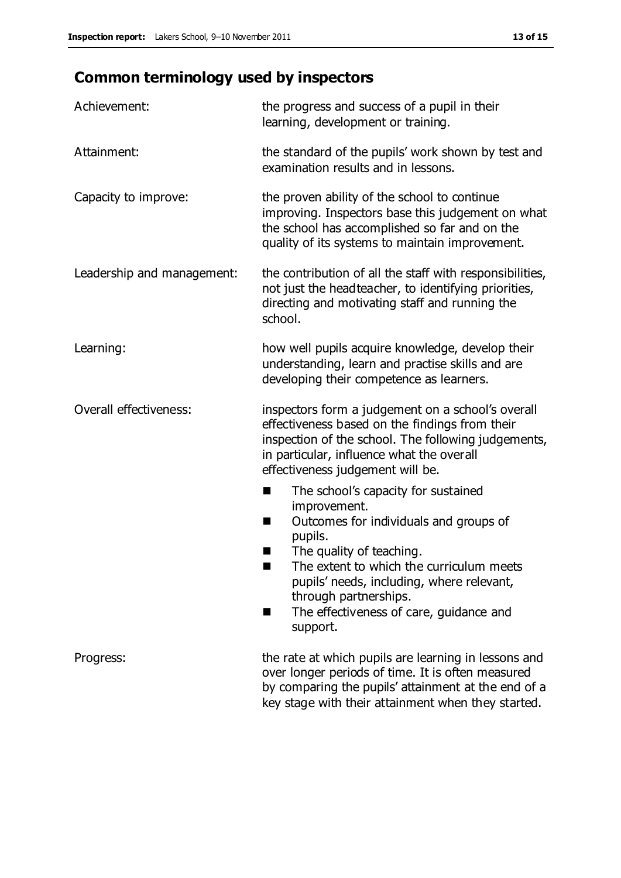## Common terminology used by inspectors

Achievement: the progress and success of a pupil in their learning, development or training.

Attainment: the standard of the pupils' work shown by test and examination results and in lessons.

Capacity to improve: the proven ability of the school to continue improving. Inspectors base this judgement on what the school has accomplished so far and on the quality of its systems to maintain improvement.

Leadership and management: the contribution of all the staff with responsibilities, not just the headteacher, to identifying priorities, directing and motivating staff and running the school.

Learning: how well pupils acquire knowledge, develop their understanding, learn and practise skills and are developing their competence as learners.

Overall effectiveness: inspectors form a judgement on a school's overall effectiveness based on the findings from their inspection of the school. The following judgements, in particular, influence what the overall effectiveness judgement will be.

- The school's capacity for sustained improvement.
- Outcomes for individuals and groups of pupils.
- The quality of teaching.
- The extent to which the curriculum meets pupils' needs, including, where relevant, through partnerships.
- The effectiveness of care, guidance and support.

Progress: the rate at which pupils are learning in lessons and over longer periods of time. It is often measured by comparing the pupils' attainment at the end of a key stage with their attainment when they started.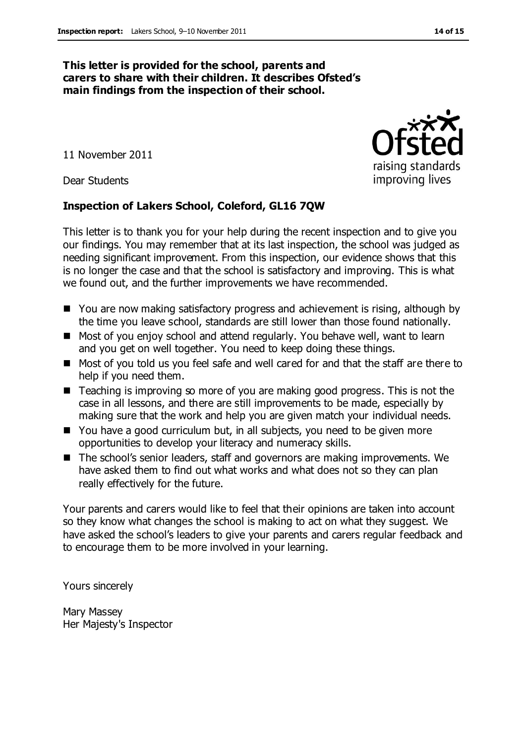**This letter is provided for the school, parents and carers to share with their children. It describes Ofsted's main findings from the inspection of their school.**

11 November 2011

Dear Students

**Inspection of Lakers School, Coleford, GL16 7QW**

This letter is to thank you for your help during the recent inspection and to give you our findings. You may remember that at its last inspection, the school was judged as needing significant improvement. From this inspection, our evidence shows that this is no longer the case and that the school is satisfactory and improving. This is what we found out, and the further improvements we have recommended.

- You are now making satisfactory progress and achievement is rising, although by the time you leave school, standards are still lower than those found nationally.
- Most of you enjoy school and attend regularly. You behave well, want to learn and you get on well together. You need to keep doing these things.
- Most of you told us you feel safe and well cared for and that the staff are there to help if you need them.
- Teaching is improving so more of you are making good progress. This is not the case in all lessons, and there are still improvements to be made, especially by making sure that the work and help you are given match your individual needs.
- You have a good curriculum but, in all subjects, you need to be given more opportunities to develop your literacy and numeracy skills.
- The school's senior leaders, staff and governors are making improvements. We have asked them to find out what works and what does not so they can plan really effectively for the future.

Your parents and carers would like to feel that their opinions are taken into account so they know what changes the school is making to act on what they suggest. We have asked the school's leaders to give your parents and carers regular feedback and to encourage them to be more involved in your learning.

Yours sincerely

Mary Massey
Her Majesty's Inspector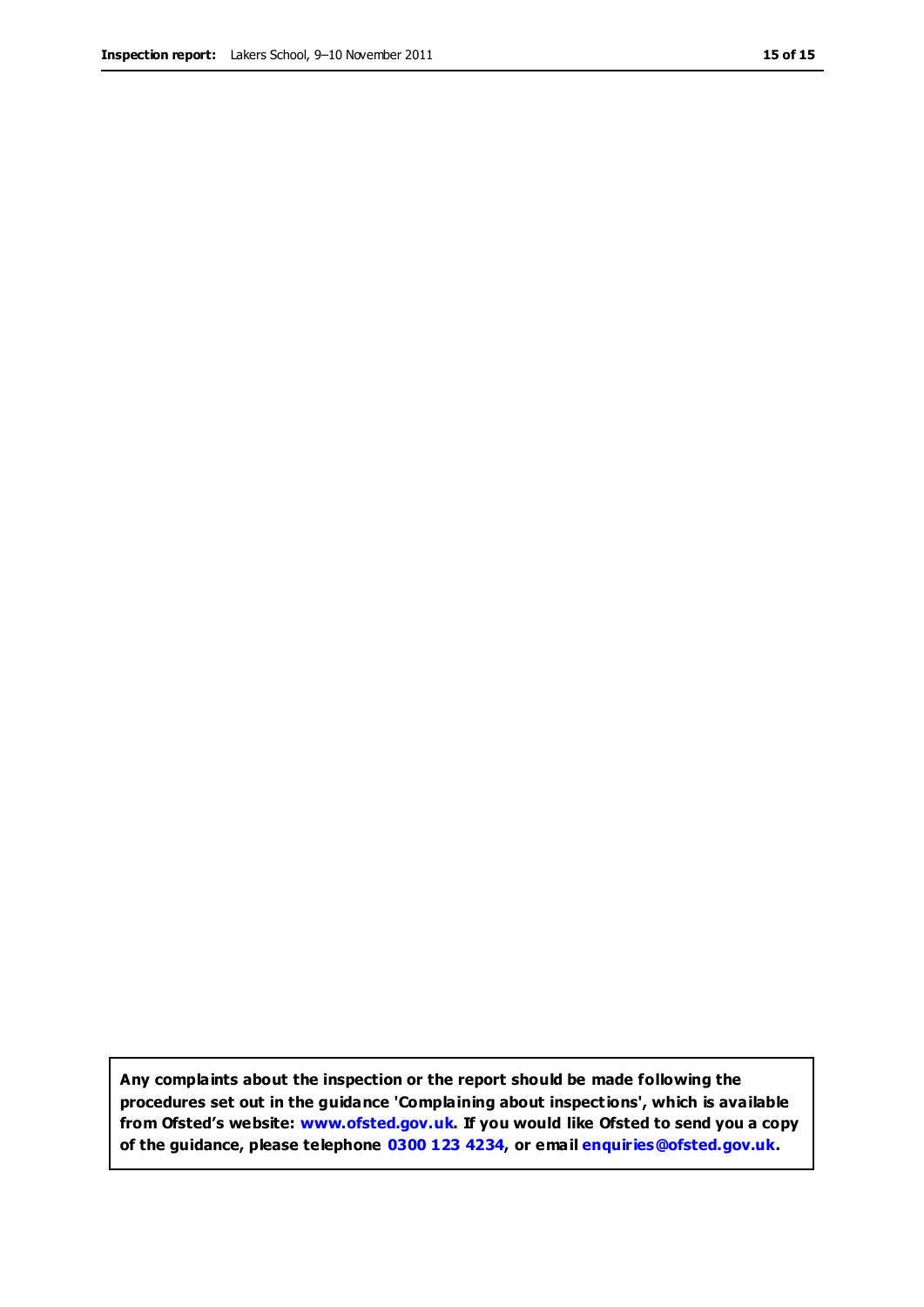**Any complaints about the inspection or the report should be made following the procedures set out in the guidance 'Complaining about inspections', which is available from Ofsted's website: www.ofsted.gov.uk. If you would like Ofsted to send you a copy of the guidance, please telephone 0300 123 4234, or email enquiries@ofsted.gov.uk.**